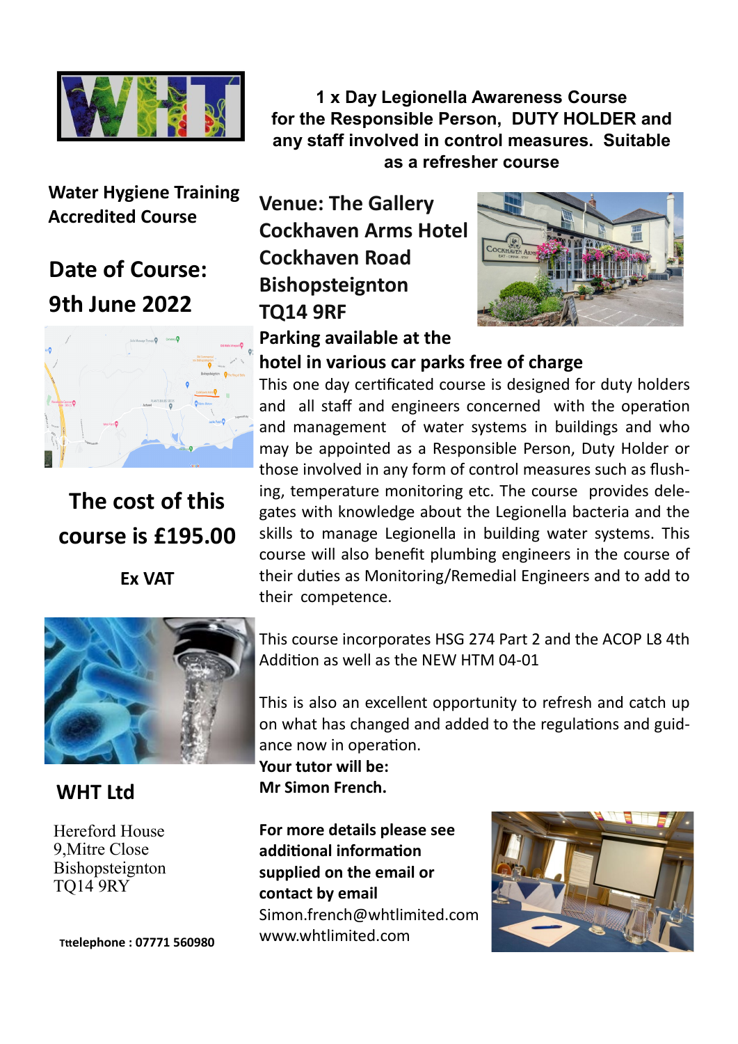**1 x Day Legionella Awareness Course for the Responsible Person, DUTY HOLDER and any staff involved in control measures. Suitable as a refresher course**

**Water Hygiene Training Accredited Course**

## Date of Course: 9th June 2022

## The cost of this course is £195.00

**Ex VAT**

## Venue: The Gallery Cockhaven Arms Hotel Cockhaven Road Bishopsteignton TQ14 9RF

**Parking available at the hotel in various car parks free of charge**

This one day certificated course is designed for duty holders and all staff and engineers concerned with the operation and management of water systems in buildings and who may be appointed as a Responsible Person, Duty Holder or those involved in any form of control measures such as flushing, temperature monitoring etc. The course provides delegates with knowledge about the Legionella bacteria and the skills to manage Legionella in building water systems. This course will also benefit plumbing engineers in the course of their duties as Monitoring/Remedial Engineers and to add to their competence.

This course incorporates HSG 274 Part 2 and the ACOP L8 4th Addition as well as the NEW HTM 04-01

This is also an excellent opportunity to refresh and catch up on what has changed and added to the regulations and guidance now in operation.

**Your tutor will be:**
**Mr Simon French.**

**For more details please see additional information supplied on the email or contact by email**
Simon.french@whtlimited.com
www.whtlimited.com

## WHT Ltd

Hereford House
9,Mitre Close
Bishopsteignton
TQ14 9RY

**Tttelephone : 07771 560980**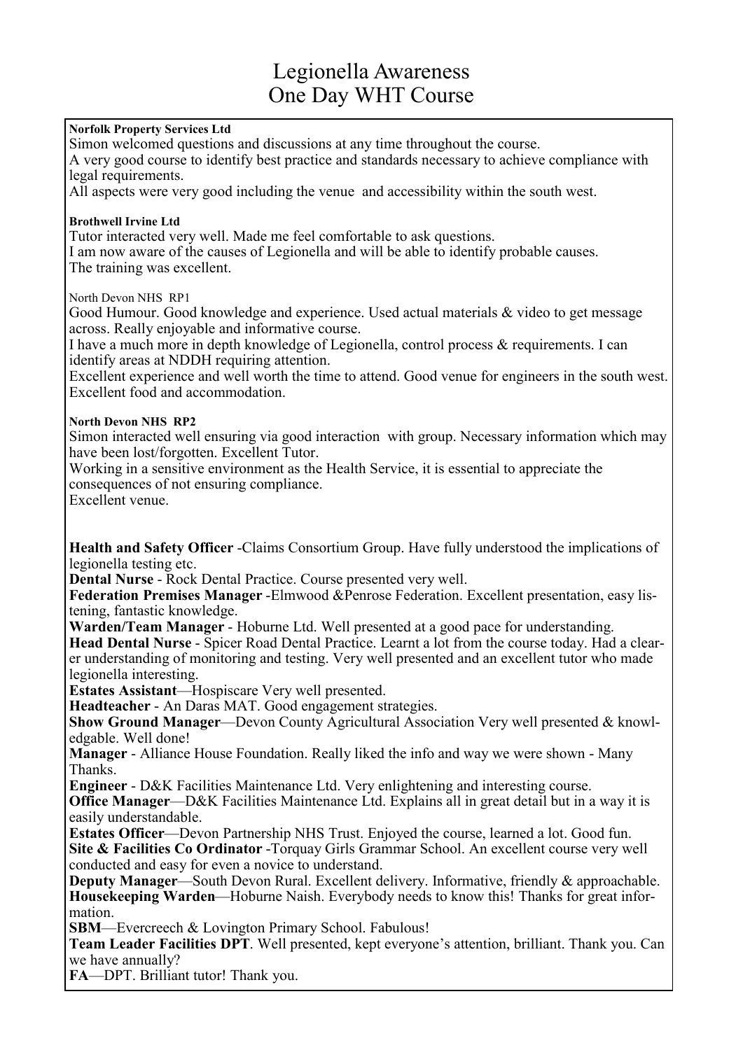# Legionella Awareness
# One Day WHT Course

**Norfolk Property Services Ltd**
Simon welcomed questions and discussions at any time throughout the course.
A very good course to identify best practice and standards necessary to achieve compliance with legal requirements.
All aspects were very good including the venue and accessibility within the south west.

**Brothwell Irvine Ltd**
Tutor interacted very well. Made me feel comfortable to ask questions.
I am now aware of the causes of Legionella and will be able to identify probable causes.
The training was excellent.

North Devon NHS RP1
Good Humour. Good knowledge and experience. Used actual materials & video to get message across. Really enjoyable and informative course.
I have a much more in depth knowledge of Legionella, control process & requirements. I can identify areas at NDDH requiring attention.
Excellent experience and well worth the time to attend. Good venue for engineers in the south west. Excellent food and accommodation.

**North Devon NHS RP2**
Simon interacted well ensuring via good interaction with group. Necessary information which may have been lost/forgotten. Excellent Tutor.
Working in a sensitive environment as the Health Service, it is essential to appreciate the consequences of not ensuring compliance.
Excellent venue.

**Health and Safety Officer** -Claims Consortium Group. Have fully understood the implications of legionella testing etc.
**Dental Nurse** - Rock Dental Practice. Course presented very well.
**Federation Premises Manager** -Elmwood &Penrose Federation. Excellent presentation, easy listening, fantastic knowledge.
**Warden/Team Manager** - Hoburne Ltd. Well presented at a good pace for understanding.
**Head Dental Nurse** - Spicer Road Dental Practice. Learnt a lot from the course today. Had a clearer understanding of monitoring and testing. Very well presented and an excellent tutor who made legionella interesting.
**Estates Assistant**—Hospiscare Very well presented.
**Headteacher** - An Daras MAT. Good engagement strategies.
**Show Ground Manager**—Devon County Agricultural Association Very well presented & knowledgable. Well done!
**Manager** - Alliance House Foundation. Really liked the info and way we were shown - Many Thanks.
**Engineer** - D&K Facilities Maintenance Ltd. Very enlightening and interesting course.
**Office Manager**—D&K Facilities Maintenance Ltd. Explains all in great detail but in a way it is easily understandable.
**Estates Officer**—Devon Partnership NHS Trust. Enjoyed the course, learned a lot. Good fun.
**Site & Facilities Co Ordinator** -Torquay Girls Grammar School. An excellent course very well conducted and easy for even a novice to understand.
**Deputy Manager**—South Devon Rural. Excellent delivery. Informative, friendly & approachable.
**Housekeeping Warden**—Hoburne Naish. Everybody needs to know this! Thanks for great information.
**SBM**—Evercreech & Lovington Primary School. Fabulous!
**Team Leader Facilities DPT**. Well presented, kept everyone's attention, brilliant. Thank you. Can we have annually?
**FA**—DPT. Brilliant tutor! Thank you.